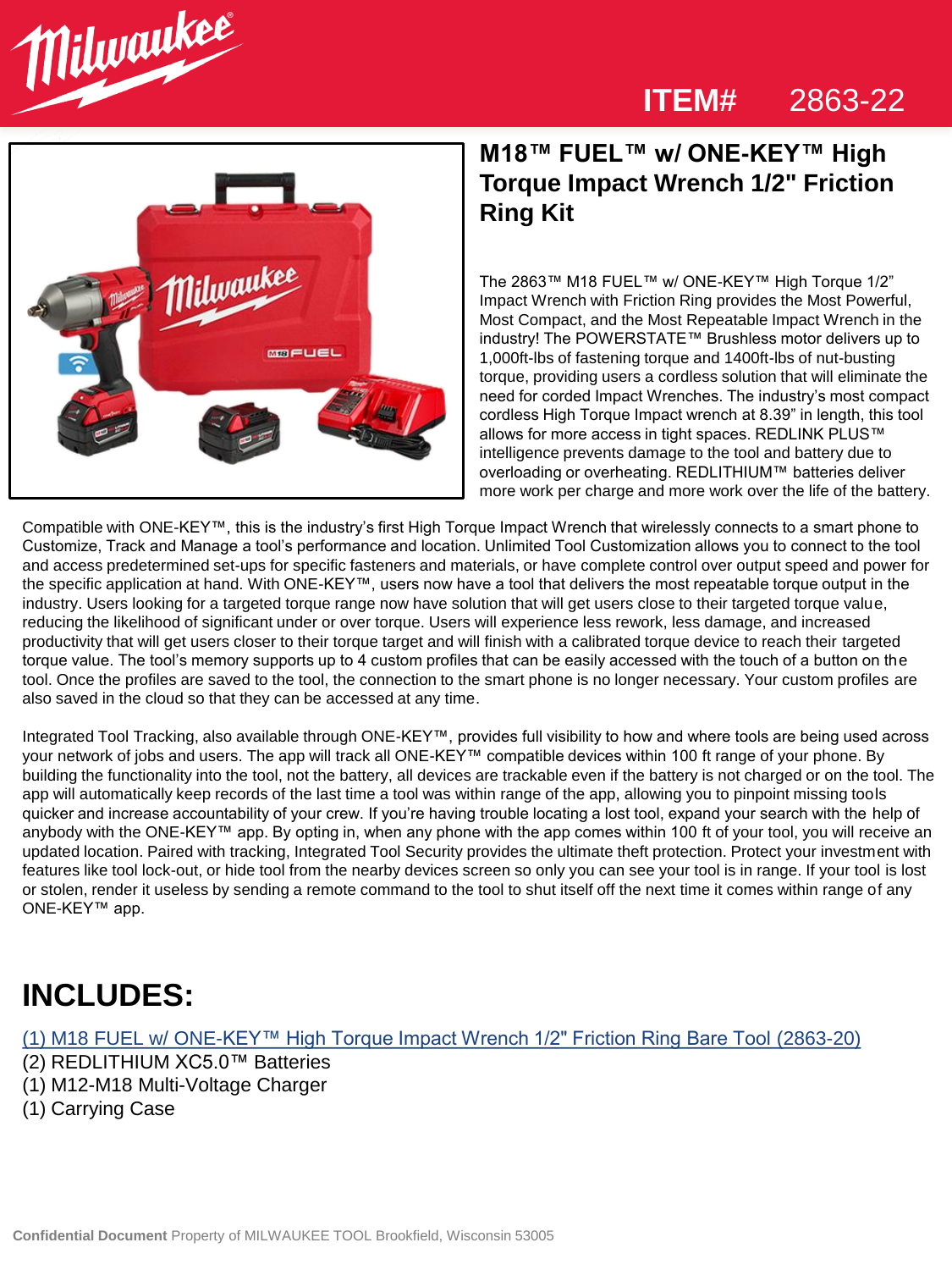ITEM# 2863-22

# M18™ FUEL™ w/ ONE-KEY™ High Torque Impact Wrench 1/2" Friction Ring Kit

The 2863™ M18 FUEL™ w/ ONE-KEY™ High Torque 1/2" Impact Wrench with Friction Ring provides the Most Powerful, Most Compact, and the Most Repeatable Impact Wrench in the industry! The POWERSTATE™ Brushless motor delivers up to 1,000ft-lbs of fastening torque and 1400ft-lbs of nut-busting torque, providing users a cordless solution that will eliminate the need for corded Impact Wrenches. The industry's most compact cordless High Torque Impact wrench at 8.39" in length, this tool allows for more access in tight spaces. REDLINK PLUS™ intelligence prevents damage to the tool and battery due to overloading or overheating. REDLITHIUM™ batteries deliver more work per charge and more work over the life of the battery.

Compatible with ONE-KEY™, this is the industry's first High Torque Impact Wrench that wirelessly connects to a smart phone to Customize, Track and Manage a tool's performance and location. Unlimited Tool Customization allows you to connect to the tool and access predetermined set-ups for specific fasteners and materials, or have complete control over output speed and power for the specific application at hand. With ONE-KEY™, users now have a tool that delivers the most repeatable torque output in the industry. Users looking for a targeted torque range now have solution that will get users close to their targeted torque value, reducing the likelihood of significant under or over torque. Users will experience less rework, less damage, and increased productivity that will get users closer to their torque target and will finish with a calibrated torque device to reach their targeted torque value. The tool's memory supports up to 4 custom profiles that can be easily accessed with the touch of a button on the tool. Once the profiles are saved to the tool, the connection to the smart phone is no longer necessary. Your custom profiles are also saved in the cloud so that they can be accessed at any time.

Integrated Tool Tracking, also available through ONE-KEY™, provides full visibility to how and where tools are being used across your network of jobs and users. The app will track all ONE-KEY™ compatible devices within 100 ft range of your phone. By building the functionality into the tool, not the battery, all devices are trackable even if the battery is not charged or on the tool. The app will automatically keep records of the last time a tool was within range of the app, allowing you to pinpoint missing tools quicker and increase accountability of your crew. If you're having trouble locating a lost tool, expand your search with the help of anybody with the ONE-KEY™ app. By opting in, when any phone with the app comes within 100 ft of your tool, you will receive an updated location. Paired with tracking, Integrated Tool Security provides the ultimate theft protection. Protect your investment with features like tool lock-out, or hide tool from the nearby devices screen so only you can see your tool is in range. If your tool is lost or stolen, render it useless by sending a remote command to the tool to shut itself off the next time it comes within range of any ONE-KEY™ app.

## INCLUDES:

(1) M18 FUEL w/ ONE-KEY™ High Torque Impact Wrench 1/2" Friction Ring Bare Tool (2863-20)
(2) REDLITHIUM XC5.0™ Batteries
(1) M12-M18 Multi-Voltage Charger
(1) Carrying Case

**Confidential Document** Property of MILWAUKEE TOOL Brookfield, Wisconsin 53005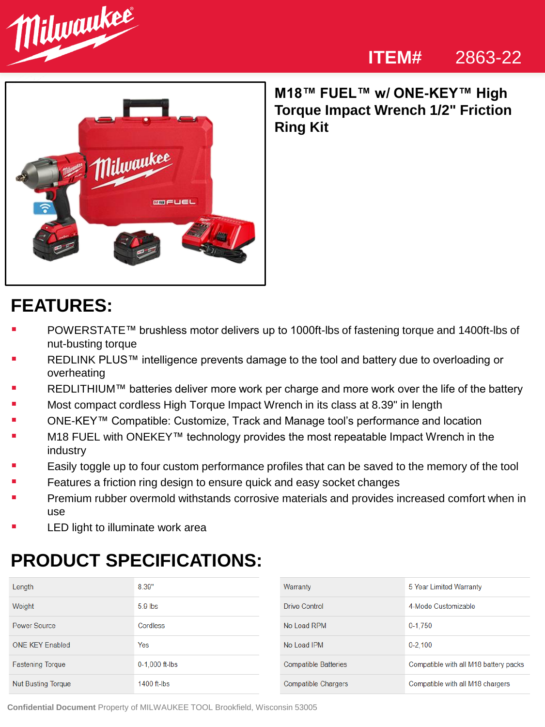# Milwaukee

**ITEM# 2863-22**

## M18™ FUEL™ w/ ONE-KEY™ High Torque Impact Wrench 1/2" Friction Ring Kit

## FEATURES:

- POWERSTATE™ brushless motor delivers up to 1000ft-lbs of fastening torque and 1400ft-lbs of nut-busting torque
- REDLINK PLUS™ intelligence prevents damage to the tool and battery due to overloading or overheating
- REDLITHIUM™ batteries deliver more work per charge and more work over the life of the battery
- Most compact cordless High Torque Impact Wrench in its class at 8.39" in length
- ONE-KEY™ Compatible: Customize, Track and Manage tool's performance and location
- M18 FUEL with ONEKEY™ technology provides the most repeatable Impact Wrench in the industry
- Easily toggle up to four custom performance profiles that can be saved to the memory of the tool
- Features a friction ring design to ensure quick and easy socket changes
- Premium rubber overmold withstands corrosive materials and provides increased comfort when in use
- LED light to illuminate work area

## PRODUCT SPECIFICATIONS:

| | |
|---|---|
| Length | 8.39" |
| Weight | 5.9 lbs |
| Power Source | Cordless |
| ONE KEY Enabled | Yes |
| Fastening Torque | 0-1,000 ft-lbs |
| Nut Busting Torque | 1400 ft-lbs |

| | |
|---|---|
| Warranty | 5 Year Limited Warranty |
| Drive Control | 4-Mode Customizable |
| No Load RPM | 0-1,750 |
| No Load IPM | 0-2,100 |
| Compatible Batteries | Compatible with all M18 battery packs |
| Compatible Chargers | Compatible with all M18 chargers |

**Confidential Document** Property of MILWAUKEE TOOL Brookfield, Wisconsin 53005